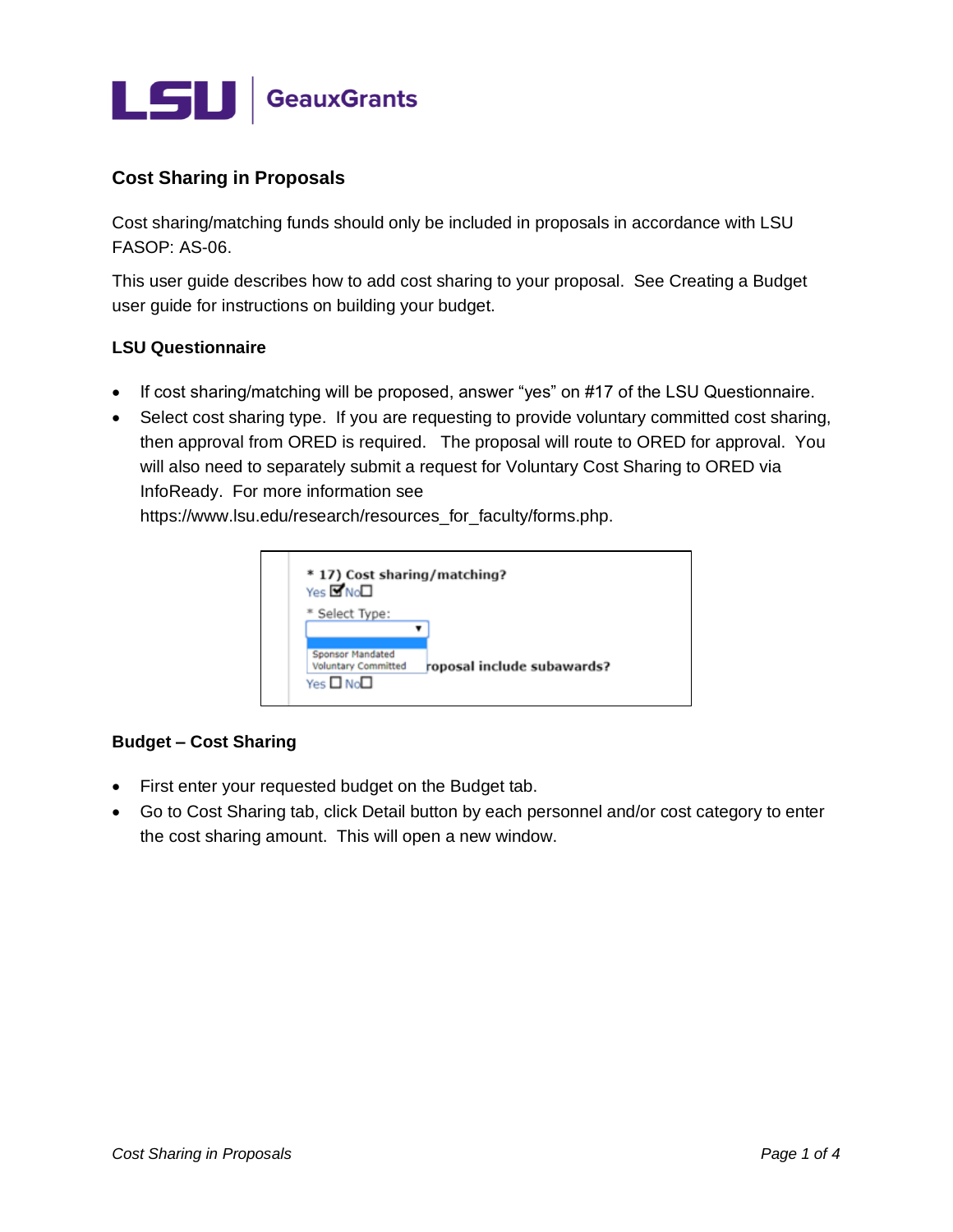## Cost Sharing in Proposals

Cost sharing/matching funds should only be included in proposals in accordance with LSU FASOP: AS-06.

This user guide describes how to add cost sharing to your proposal. See Creating a Budget user guide for instructions on building your budget.

### LSU Questionnaire

- If cost sharing/matching will be proposed, answer "yes" on #17 of the LSU Questionnaire.
- Select cost sharing type. If you are requesting to provide voluntary committed cost sharing, then approval from ORED is required. The proposal will route to ORED for approval. You will also need to separately submit a request for Voluntary Cost Sharing to ORED via InfoReady. For more information see https://www.lsu.edu/research/resources_for_faculty/forms.php.

### Budget – Cost Sharing

- First enter your requested budget on the Budget tab.
- Go to Cost Sharing tab, click Detail button by each personnel and/or cost category to enter the cost sharing amount. This will open a new window.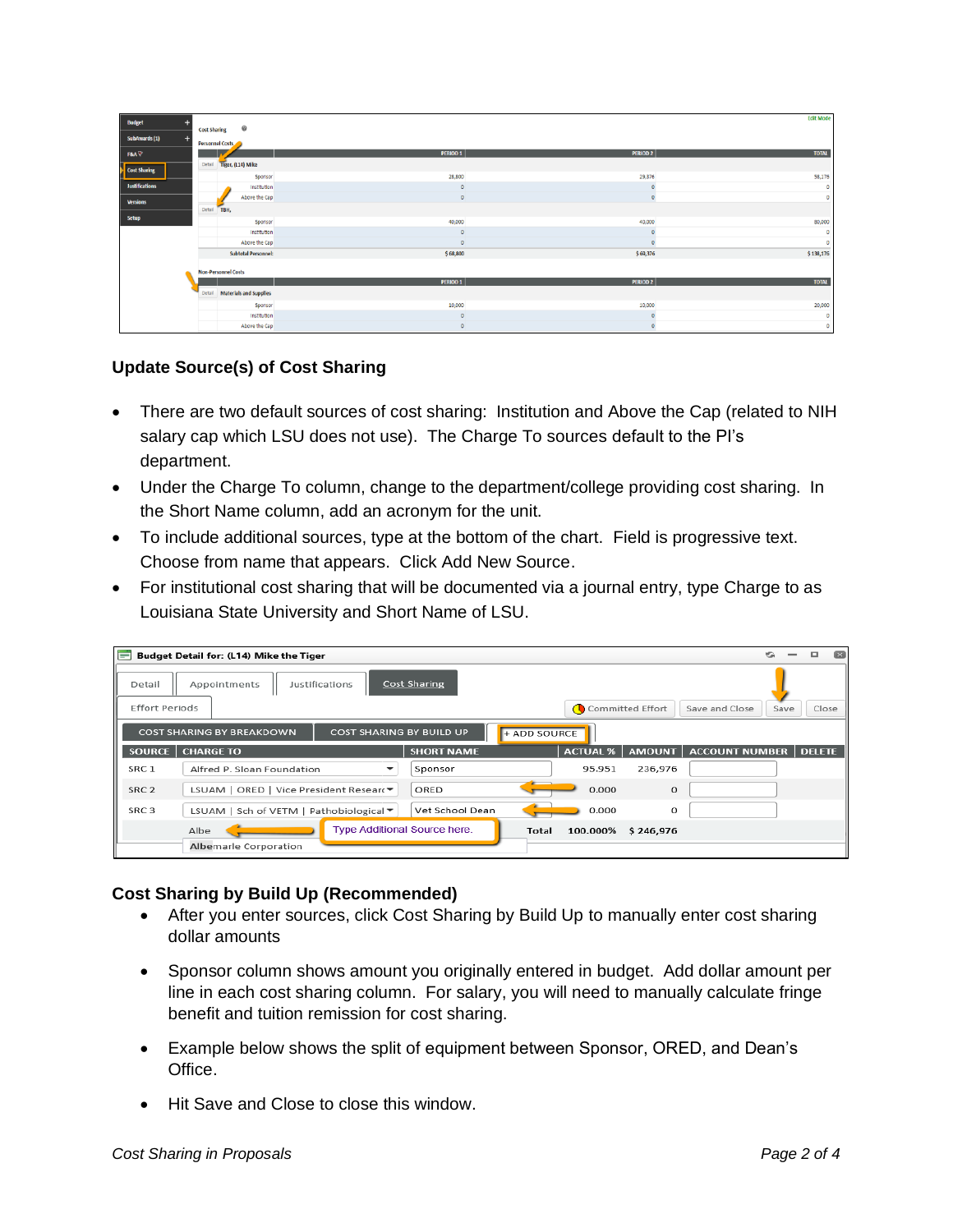## Update Source(s) of Cost Sharing

- There are two default sources of cost sharing: Institution and Above the Cap (related to NIH salary cap which LSU does not use). The Charge To sources default to the PI's department.
- Under the Charge To column, change to the department/college providing cost sharing. In the Short Name column, add an acronym for the unit.
- To include additional sources, type at the bottom of the chart. Field is progressive text. Choose from name that appears. Click Add New Source.
- For institutional cost sharing that will be documented via a journal entry, type Charge to as Louisiana State University and Short Name of LSU.

## Cost Sharing by Build Up (Recommended)

- After you enter sources, click Cost Sharing by Build Up to manually enter cost sharing dollar amounts
- Sponsor column shows amount you originally entered in budget. Add dollar amount per line in each cost sharing column. For salary, you will need to manually calculate fringe benefit and tuition remission for cost sharing.
- Example below shows the split of equipment between Sponsor, ORED, and Dean's Office.
- Hit Save and Close to close this window.

*Cost Sharing in Proposals*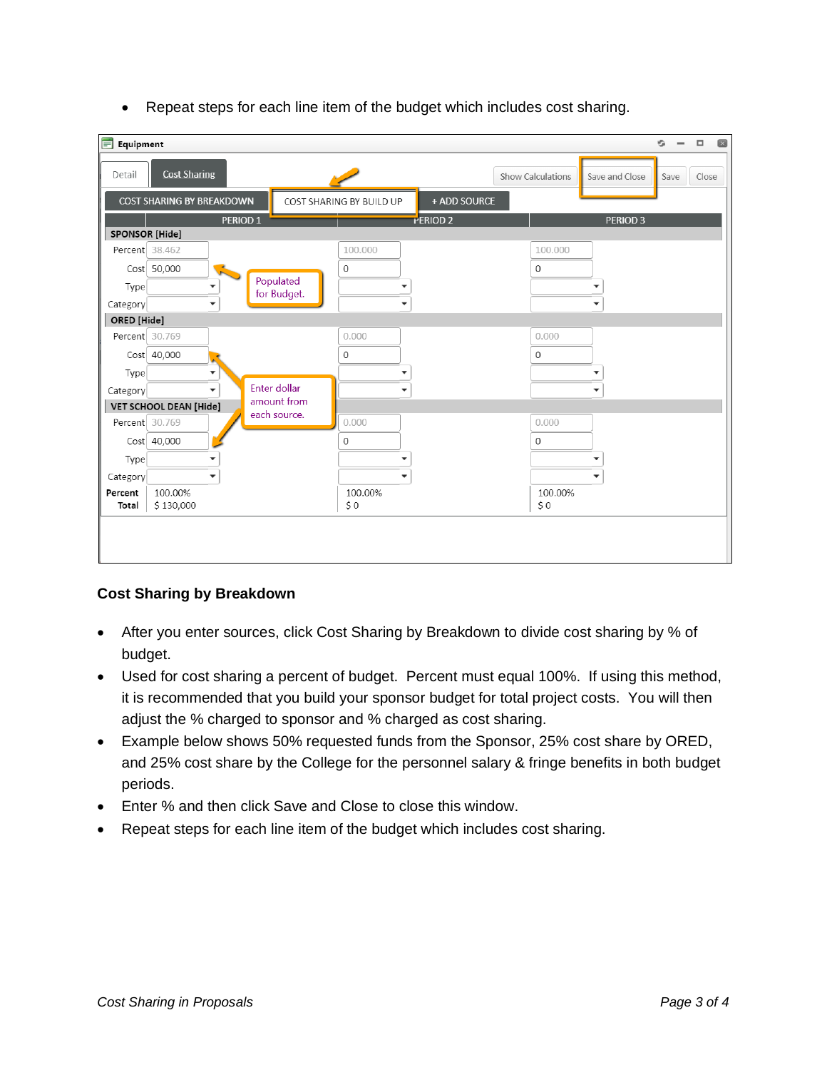- Repeat steps for each line item of the budget which includes cost sharing.

**Equipment**

Detail | Cost Sharing | Show Calculations | Save and Close | Save | Close

COST SHARING BY BREAKDOWN | COST SHARING BY BUILD UP | + ADD SOURCE

| | PERIOD 1 | PERIOD 2 | PERIOD 3 |
|---|---|---|---|
| **SPONSOR [Hide]** | | | |
| Percent | 38.462 | 100.000 | 100.000 |
| Cost | 50,000 | 0 | 0 |
| Type | | | |
| Category | | | |
| **ORED [Hide]** | | | |
| Percent | 30.769 | 0.000 | 0.000 |
| Cost | 40,000 | 0 | 0 |
| Type | | | |
| Category | | | |
| **VET SCHOOL DEAN [Hide]** | | | |
| Percent | 30.769 | 0.000 | 0.000 |
| Cost | 40,000 | 0 | 0 |
| Type | | | |
| Category | | | |
| **Percent** | 100.00% | 100.00% | 100.00% |
| **Total** | $ 130,000 | $ 0 | $ 0 |

Populated for Budget.

Enter dollar amount from each source.

### Cost Sharing by Breakdown

- After you enter sources, click Cost Sharing by Breakdown to divide cost sharing by % of budget.
- Used for cost sharing a percent of budget. Percent must equal 100%. If using this method, it is recommended that you build your sponsor budget for total project costs. You will then adjust the % charged to sponsor and % charged as cost sharing.
- Example below shows 50% requested funds from the Sponsor, 25% cost share by ORED, and 25% cost share by the College for the personnel salary & fringe benefits in both budget periods.
- Enter % and then click Save and Close to close this window.
- Repeat steps for each line item of the budget which includes cost sharing.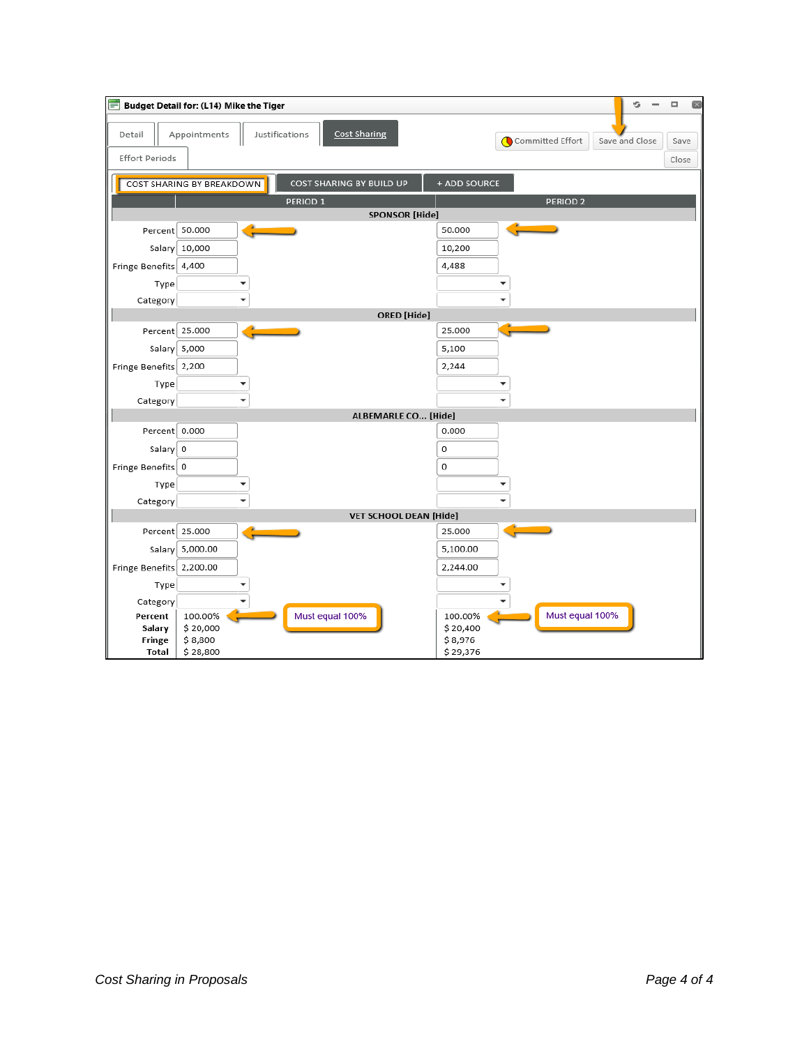**Budget Detail for: (L14) Mike the Tiger**

Detail | Appointments | Justifications | Cost Sharing | Effort Periods

Committed Effort | Save and Close | Save | Close

COST SHARING BY BREAKDOWN | COST SHARING BY BUILD UP | + ADD SOURCE

| | PERIOD 1 | PERIOD 2 |
|---|---|---|
| **SPONSOR [Hide]** | | |
| Percent | 50.000 | 50.000 |
| Salary | 10,000 | 10,200 |
| Fringe Benefits | 4,400 | 4,488 |
| Type | | |
| Category | | |
| **ORED [Hide]** | | |
| Percent | 25.000 | 25.000 |
| Salary | 5,000 | 5,100 |
| Fringe Benefits | 2,200 | 2,244 |
| Type | | |
| Category | | |
| **ALBEMARLE CO... [Hide]** | | |
| Percent | 0.000 | 0.000 |
| Salary | 0 | 0 |
| Fringe Benefits | 0 | 0 |
| Type | | |
| Category | | |
| **VET SCHOOL DEAN [Hide]** | | |
| Percent | 25.000 | 25.000 |
| Salary | 5,000.00 | 5,100.00 |
| Fringe Benefits | 2,200.00 | 2,244.00 |
| Type | | |
| Category | | |
| **Percent** | 100.00% (Must equal 100%) | 100.00% (Must equal 100%) |
| **Salary** | $ 20,000 | $ 20,400 |
| **Fringe** | $ 8,800 | $ 8,976 |
| **Total** | $ 28,800 | $ 29,376 |